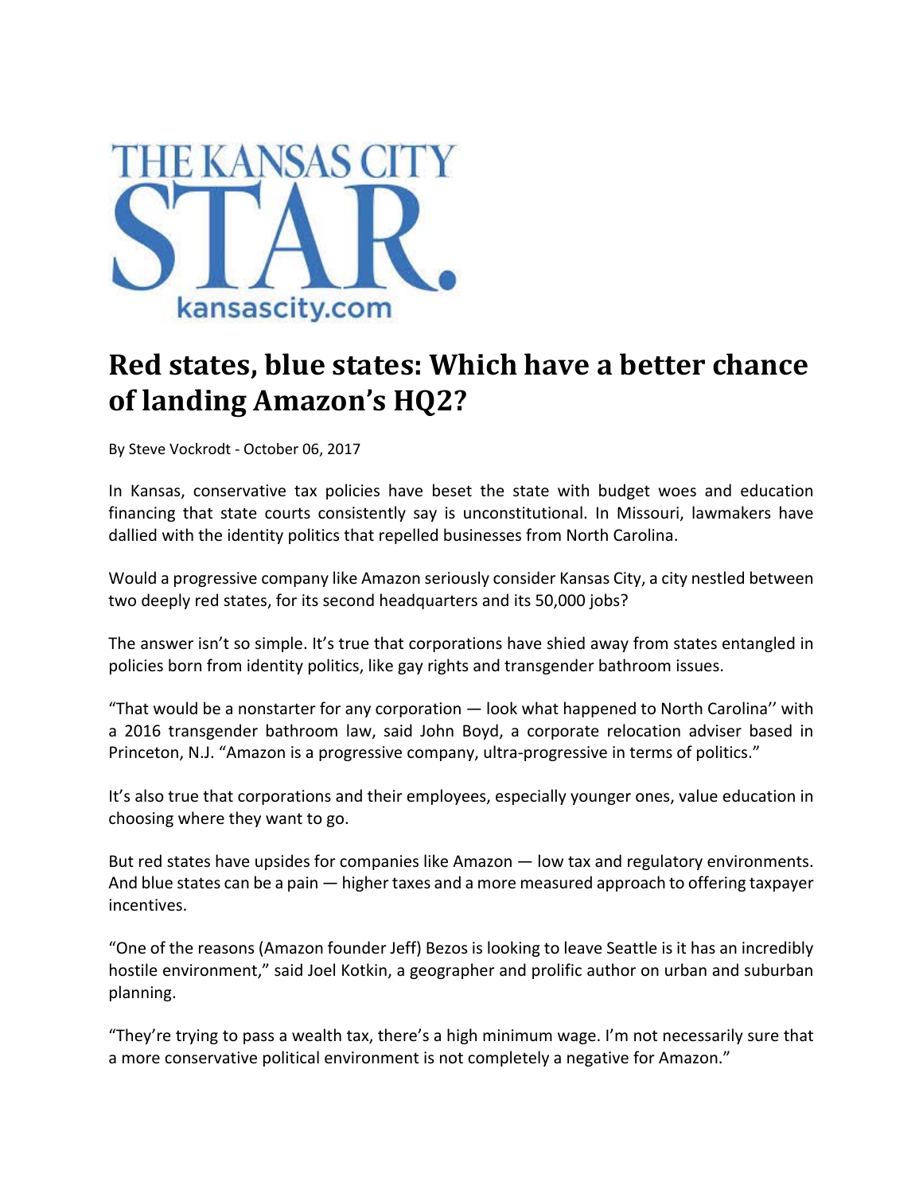THE KANSAS CITY STAR.
kansascity.com

# Red states, blue states: Which have a better chance of landing Amazon's HQ2?

By Steve Vockrodt - October 06, 2017

In Kansas, conservative tax policies have beset the state with budget woes and education financing that state courts consistently say is unconstitutional. In Missouri, lawmakers have dallied with the identity politics that repelled businesses from North Carolina.

Would a progressive company like Amazon seriously consider Kansas City, a city nestled between two deeply red states, for its second headquarters and its 50,000 jobs?

The answer isn't so simple. It's true that corporations have shied away from states entangled in policies born from identity politics, like gay rights and transgender bathroom issues.

"That would be a nonstarter for any corporation — look what happened to North Carolina'' with a 2016 transgender bathroom law, said John Boyd, a corporate relocation adviser based in Princeton, N.J. "Amazon is a progressive company, ultra-progressive in terms of politics."

It's also true that corporations and their employees, especially younger ones, value education in choosing where they want to go.

But red states have upsides for companies like Amazon — low tax and regulatory environments. And blue states can be a pain — higher taxes and a more measured approach to offering taxpayer incentives.

"One of the reasons (Amazon founder Jeff) Bezos is looking to leave Seattle is it has an incredibly hostile environment," said Joel Kotkin, a geographer and prolific author on urban and suburban planning.

"They're trying to pass a wealth tax, there's a high minimum wage. I'm not necessarily sure that a more conservative political environment is not completely a negative for Amazon."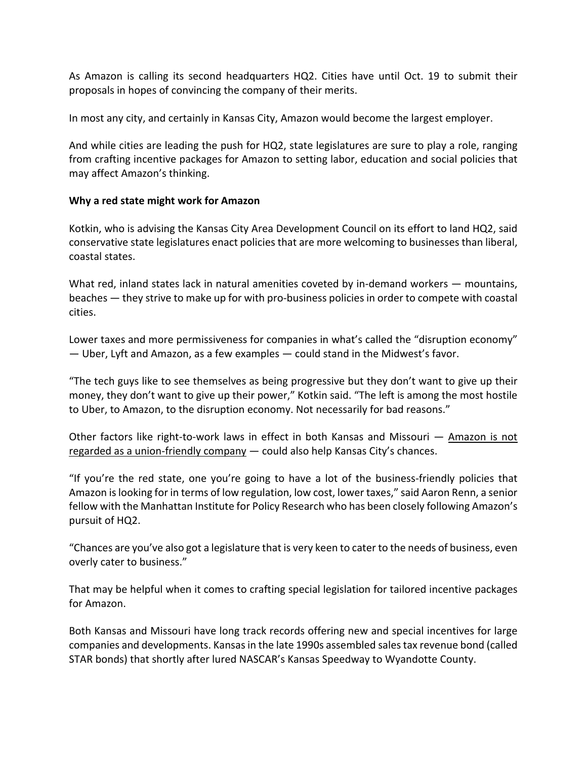As Amazon is calling its second headquarters HQ2. Cities have until Oct. 19 to submit their proposals in hopes of convincing the company of their merits.

In most any city, and certainly in Kansas City, Amazon would become the largest employer.

And while cities are leading the push for HQ2, state legislatures are sure to play a role, ranging from crafting incentive packages for Amazon to setting labor, education and social policies that may affect Amazon's thinking.

**Why a red state might work for Amazon**

Kotkin, who is advising the Kansas City Area Development Council on its effort to land HQ2, said conservative state legislatures enact policies that are more welcoming to businesses than liberal, coastal states.

What red, inland states lack in natural amenities coveted by in-demand workers — mountains, beaches — they strive to make up for with pro-business policies in order to compete with coastal cities.

Lower taxes and more permissiveness for companies in what's called the "disruption economy" — Uber, Lyft and Amazon, as a few examples — could stand in the Midwest's favor.

"The tech guys like to see themselves as being progressive but they don't want to give up their money, they don't want to give up their power," Kotkin said. "The left is among the most hostile to Uber, to Amazon, to the disruption economy. Not necessarily for bad reasons."

Other factors like right-to-work laws in effect in both Kansas and Missouri — Amazon is not regarded as a union-friendly company — could also help Kansas City's chances.

"If you're the red state, one you're going to have a lot of the business-friendly policies that Amazon is looking for in terms of low regulation, low cost, lower taxes," said Aaron Renn, a senior fellow with the Manhattan Institute for Policy Research who has been closely following Amazon's pursuit of HQ2.

"Chances are you've also got a legislature that is very keen to cater to the needs of business, even overly cater to business."

That may be helpful when it comes to crafting special legislation for tailored incentive packages for Amazon.

Both Kansas and Missouri have long track records offering new and special incentives for large companies and developments. Kansas in the late 1990s assembled sales tax revenue bond (called STAR bonds) that shortly after lured NASCAR's Kansas Speedway to Wyandotte County.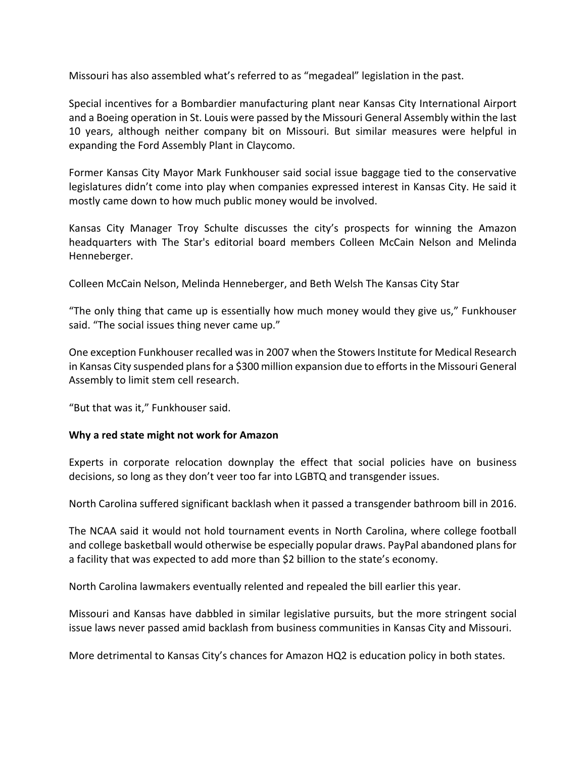Missouri has also assembled what's referred to as "megadeal" legislation in the past.

Special incentives for a Bombardier manufacturing plant near Kansas City International Airport and a Boeing operation in St. Louis were passed by the Missouri General Assembly within the last 10 years, although neither company bit on Missouri. But similar measures were helpful in expanding the Ford Assembly Plant in Claycomo.

Former Kansas City Mayor Mark Funkhouser said social issue baggage tied to the conservative legislatures didn't come into play when companies expressed interest in Kansas City. He said it mostly came down to how much public money would be involved.

Kansas City Manager Troy Schulte discusses the city's prospects for winning the Amazon headquarters with The Star's editorial board members Colleen McCain Nelson and Melinda Henneberger.

Colleen McCain Nelson, Melinda Henneberger, and Beth Welsh The Kansas City Star

"The only thing that came up is essentially how much money would they give us," Funkhouser said. "The social issues thing never came up."

One exception Funkhouser recalled was in 2007 when the Stowers Institute for Medical Research in Kansas City suspended plans for a $300 million expansion due to efforts in the Missouri General Assembly to limit stem cell research.

"But that was it," Funkhouser said.

**Why a red state might not work for Amazon**

Experts in corporate relocation downplay the effect that social policies have on business decisions, so long as they don't veer too far into LGBTQ and transgender issues.

North Carolina suffered significant backlash when it passed a transgender bathroom bill in 2016.

The NCAA said it would not hold tournament events in North Carolina, where college football and college basketball would otherwise be especially popular draws. PayPal abandoned plans for a facility that was expected to add more than $2 billion to the state's economy.

North Carolina lawmakers eventually relented and repealed the bill earlier this year.

Missouri and Kansas have dabbled in similar legislative pursuits, but the more stringent social issue laws never passed amid backlash from business communities in Kansas City and Missouri.

More detrimental to Kansas City's chances for Amazon HQ2 is education policy in both states.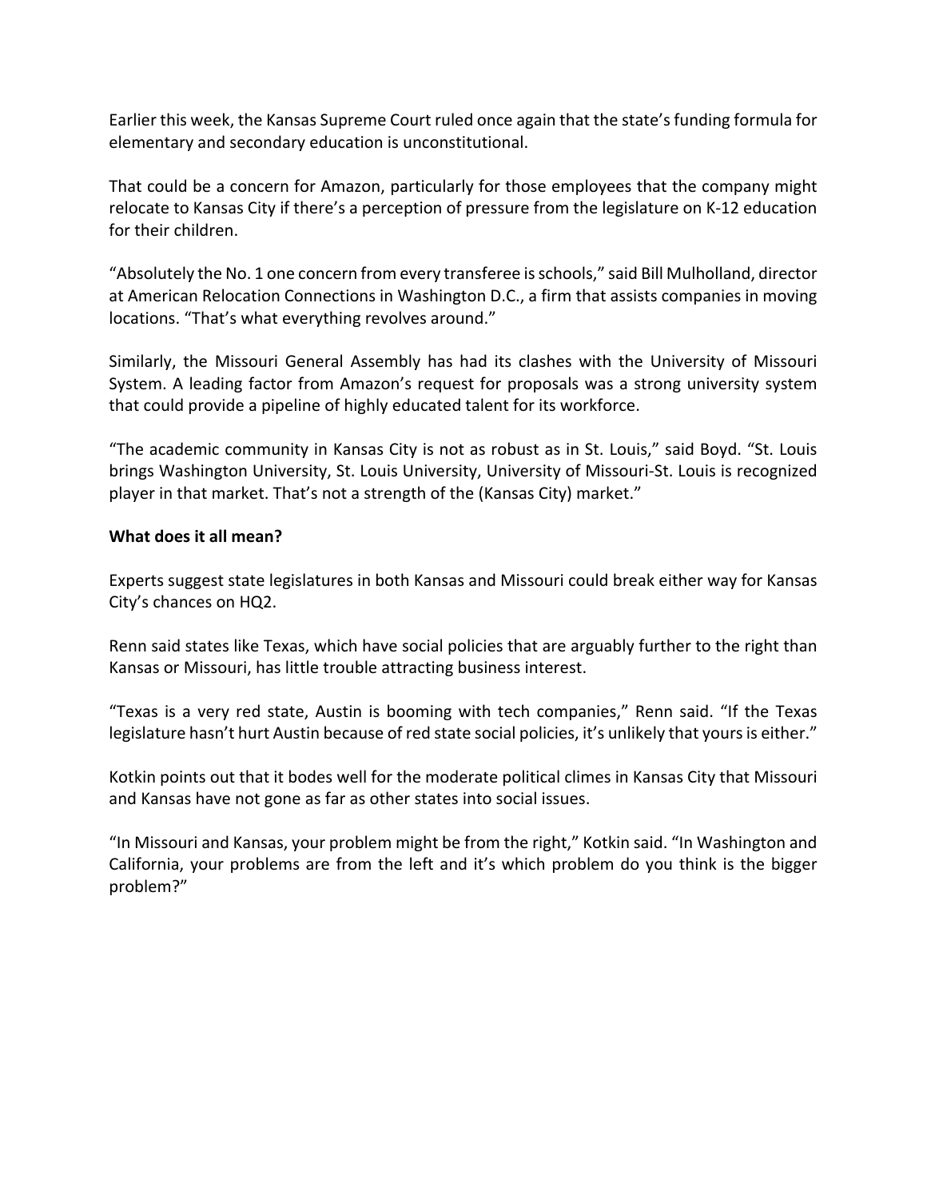Earlier this week, the Kansas Supreme Court ruled once again that the state's funding formula for elementary and secondary education is unconstitutional.

That could be a concern for Amazon, particularly for those employees that the company might relocate to Kansas City if there's a perception of pressure from the legislature on K-12 education for their children.

"Absolutely the No. 1 one concern from every transferee is schools," said Bill Mulholland, director at American Relocation Connections in Washington D.C., a firm that assists companies in moving locations. "That's what everything revolves around."

Similarly, the Missouri General Assembly has had its clashes with the University of Missouri System. A leading factor from Amazon's request for proposals was a strong university system that could provide a pipeline of highly educated talent for its workforce.

"The academic community in Kansas City is not as robust as in St. Louis," said Boyd. "St. Louis brings Washington University, St. Louis University, University of Missouri-St. Louis is recognized player in that market. That's not a strength of the (Kansas City) market."

**What does it all mean?**

Experts suggest state legislatures in both Kansas and Missouri could break either way for Kansas City's chances on HQ2.

Renn said states like Texas, which have social policies that are arguably further to the right than Kansas or Missouri, has little trouble attracting business interest.

"Texas is a very red state, Austin is booming with tech companies," Renn said. "If the Texas legislature hasn't hurt Austin because of red state social policies, it's unlikely that yours is either."

Kotkin points out that it bodes well for the moderate political climes in Kansas City that Missouri and Kansas have not gone as far as other states into social issues.

"In Missouri and Kansas, your problem might be from the right," Kotkin said. "In Washington and California, your problems are from the left and it's which problem do you think is the bigger problem?"